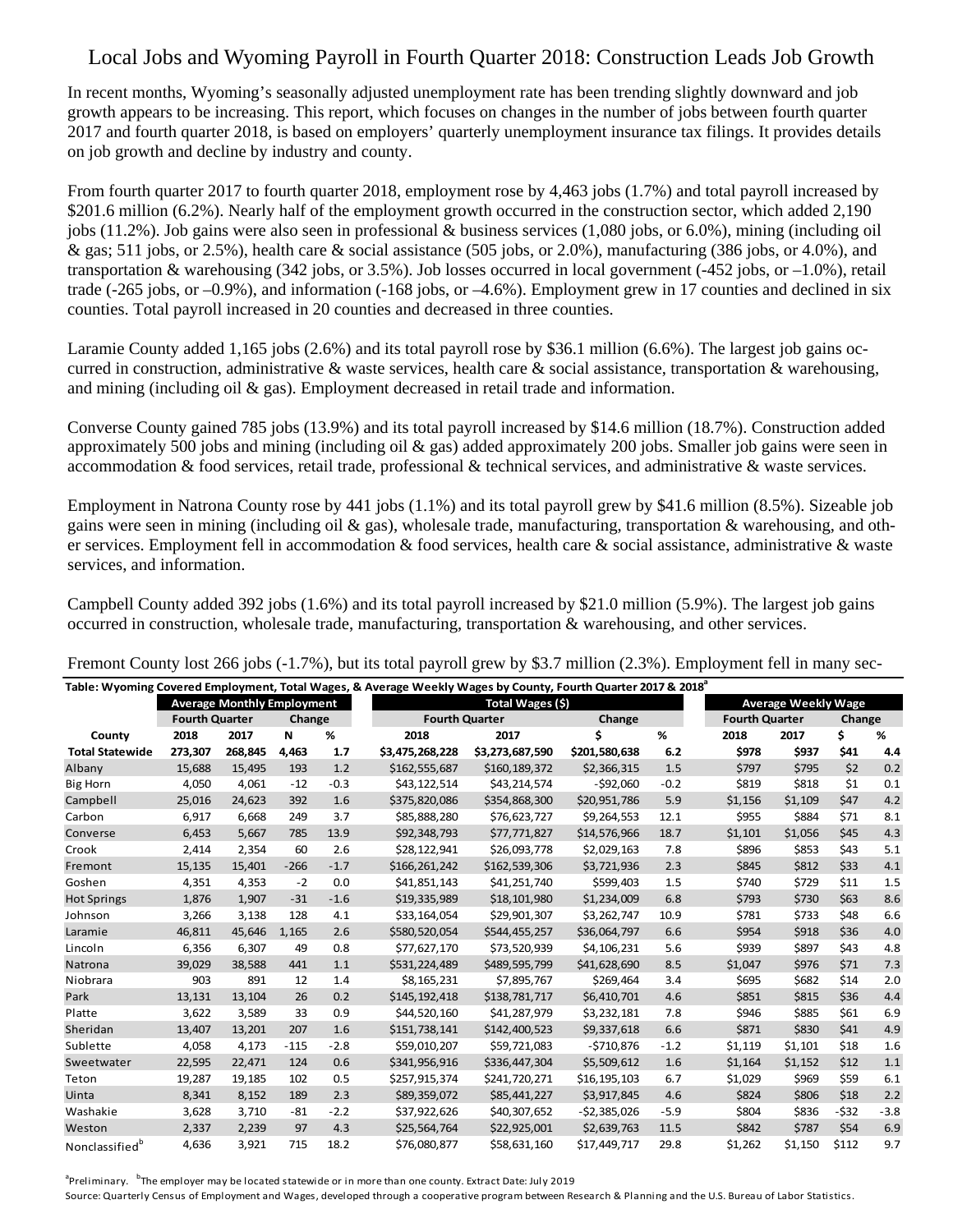# Local Jobs and Wyoming Payroll in Fourth Quarter 2018: Construction Leads Job Growth

In recent months, Wyoming's seasonally adjusted unemployment rate has been trending slightly downward and job growth appears to be increasing. This report, which focuses on changes in the number of jobs between fourth quarter 2017 and fourth quarter 2018, is based on employers' quarterly unemployment insurance tax filings. It provides details on job growth and decline by industry and county.

From fourth quarter 2017 to fourth quarter 2018, employment rose by 4,463 jobs (1.7%) and total payroll increased by $201.6 million (6.2%). Nearly half of the employment growth occurred in the construction sector, which added 2,190 jobs (11.2%). Job gains were also seen in professional & business services (1,080 jobs, or 6.0%), mining (including oil & gas; 511 jobs, or 2.5%), health care & social assistance (505 jobs, or 2.0%), manufacturing (386 jobs, or 4.0%), and transportation & warehousing (342 jobs, or 3.5%). Job losses occurred in local government (-452 jobs, or –1.0%), retail trade (-265 jobs, or –0.9%), and information (-168 jobs, or –4.6%). Employment grew in 17 counties and declined in six counties. Total payroll increased in 20 counties and decreased in three counties.

Laramie County added 1,165 jobs (2.6%) and its total payroll rose by $36.1 million (6.6%). The largest job gains occurred in construction, administrative & waste services, health care & social assistance, transportation & warehousing, and mining (including oil & gas). Employment decreased in retail trade and information.

Converse County gained 785 jobs (13.9%) and its total payroll increased by $14.6 million (18.7%). Construction added approximately 500 jobs and mining (including oil & gas) added approximately 200 jobs. Smaller job gains were seen in accommodation & food services, retail trade, professional & technical services, and administrative & waste services.

Employment in Natrona County rose by 441 jobs (1.1%) and its total payroll grew by $41.6 million (8.5%). Sizeable job gains were seen in mining (including oil & gas), wholesale trade, manufacturing, transportation & warehousing, and other services. Employment fell in accommodation & food services, health care & social assistance, administrative & waste services, and information.

Campbell County added 392 jobs (1.6%) and its total payroll increased by $21.0 million (5.9%). The largest job gains occurred in construction, wholesale trade, manufacturing, transportation & warehousing, and other services.

Fremont County lost 266 jobs (-1.7%), but its total payroll grew by $3.7 million (2.3%). Employment fell in many sec-

**Table: Wyoming Covered Employment, Total Wages, & Average Weekly Wages by County, Fourth Quarter 2017 & 2018[a]**

| | Average Monthly Employment | | | | Total Wages ($) | | | | Average Weekly Wage | | | |
|---|---|---|---|---|---|---|---|---|---|---|---|---|
| | Fourth Quarter | | Change | | Fourth Quarter | | Change | | Fourth Quarter | | Change | |
| County | 2018 | 2017 | N | % | 2018 | 2017 | $ | % | 2018 | 2017 | $ | % |
| **Total Statewide** | **273,307** | **268,845** | **4,463** | **1.7** | **$3,475,268,228** | **$3,273,687,590** | **$201,580,638** | **6.2** | **$978** | **$937** | **$41** | **4.4** |
| Albany | 15,688 | 15,495 | 193 | 1.2 | $162,555,687 | $160,189,372 | $2,366,315 | 1.5 | $797 | $795 | $2 | 0.2 |
| Big Horn | 4,050 | 4,061 | -12 | -0.3 | $43,122,514 | $43,214,574 | -$92,060 | -0.2 | $819 | $818 | $1 | 0.1 |
| Campbell | 25,016 | 24,623 | 392 | 1.6 | $375,820,086 | $354,868,300 | $20,951,786 | 5.9 | $1,156 | $1,109 | $47 | 4.2 |
| Carbon | 6,917 | 6,668 | 249 | 3.7 | $85,888,280 | $76,623,727 | $9,264,553 | 12.1 | $955 | $884 | $71 | 8.1 |
| Converse | 6,453 | 5,667 | 785 | 13.9 | $92,348,793 | $77,771,827 | $14,576,966 | 18.7 | $1,101 | $1,056 | $45 | 4.3 |
| Crook | 2,414 | 2,354 | 60 | 2.6 | $28,122,941 | $26,093,778 | $2,029,163 | 7.8 | $896 | $853 | $43 | 5.1 |
| Fremont | 15,135 | 15,401 | -266 | -1.7 | $166,261,242 | $162,539,306 | $3,721,936 | 2.3 | $845 | $812 | $33 | 4.1 |
| Goshen | 4,351 | 4,353 | -2 | 0.0 | $41,851,143 | $41,251,740 | $599,403 | 1.5 | $740 | $729 | $11 | 1.5 |
| Hot Springs | 1,876 | 1,907 | -31 | -1.6 | $19,335,989 | $18,101,980 | $1,234,009 | 6.8 | $793 | $730 | $63 | 8.6 |
| Johnson | 3,266 | 3,138 | 128 | 4.1 | $33,164,054 | $29,901,307 | $3,262,747 | 10.9 | $781 | $733 | $48 | 6.6 |
| Laramie | 46,811 | 45,646 | 1,165 | 2.6 | $580,520,054 | $544,455,257 | $36,064,797 | 6.6 | $954 | $918 | $36 | 4.0 |
| Lincoln | 6,356 | 6,307 | 49 | 0.8 | $77,627,170 | $73,520,939 | $4,106,231 | 5.6 | $939 | $897 | $43 | 4.8 |
| Natrona | 39,029 | 38,588 | 441 | 1.1 | $531,224,489 | $489,595,799 | $41,628,690 | 8.5 | $1,047 | $976 | $71 | 7.3 |
| Niobrara | 903 | 891 | 12 | 1.4 | $8,165,231 | $7,895,767 | $269,464 | 3.4 | $695 | $682 | $14 | 2.0 |
| Park | 13,131 | 13,104 | 26 | 0.2 | $145,192,418 | $138,781,717 | $6,410,701 | 4.6 | $851 | $815 | $36 | 4.4 |
| Platte | 3,622 | 3,589 | 33 | 0.9 | $44,520,160 | $41,287,979 | $3,232,181 | 7.8 | $946 | $885 | $61 | 6.9 |
| Sheridan | 13,407 | 13,201 | 207 | 1.6 | $151,738,141 | $142,400,523 | $9,337,618 | 6.6 | $871 | $830 | $41 | 4.9 |
| Sublette | 4,058 | 4,173 | -115 | -2.8 | $59,010,207 | $59,721,083 | -$710,876 | -1.2 | $1,119 | $1,101 | $18 | 1.6 |
| Sweetwater | 22,595 | 22,471 | 124 | 0.6 | $341,956,916 | $336,447,304 | $5,509,612 | 1.6 | $1,164 | $1,152 | $12 | 1.1 |
| Teton | 19,287 | 19,185 | 102 | 0.5 | $257,915,374 | $241,720,271 | $16,195,103 | 6.7 | $1,029 | $969 | $59 | 6.1 |
| Uinta | 8,341 | 8,152 | 189 | 2.3 | $89,359,072 | $85,441,227 | $3,917,845 | 4.6 | $824 | $806 | $18 | 2.2 |
| Washakie | 3,628 | 3,710 | -81 | -2.2 | $37,922,626 | $40,307,652 | -$2,385,026 | -5.9 | $804 | $836 | -$32 | -3.8 |
| Weston | 2,337 | 2,239 | 97 | 4.3 | $25,564,764 | $22,925,001 | $2,639,763 | 11.5 | $842 | $787 | $54 | 6.9 |
| Nonclassified[b] | 4,636 | 3,921 | 715 | 18.2 | $76,080,877 | $58,631,160 | $17,449,717 | 29.8 | $1,262 | $1,150 | $112 | 9.7 |

[a]Preliminary. [b]The employer may be located statewide or in more than one county. Extract Date: July 2019

Source: Quarterly Census of Employment and Wages, developed through a cooperative program between Research & Planning and the U.S. Bureau of Labor Statistics.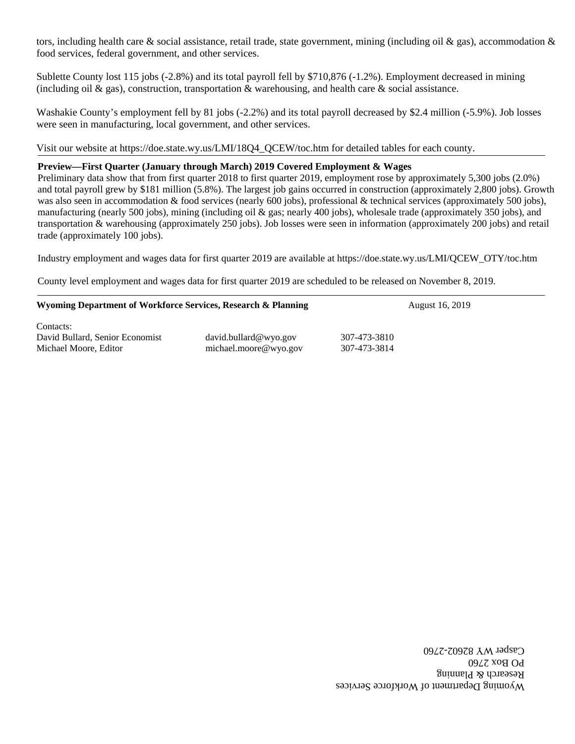tors, including health care & social assistance, retail trade, state government, mining (including oil & gas), accommodation & food services, federal government, and other services.

Sublette County lost 115 jobs (-2.8%) and its total payroll fell by $710,876 (-1.2%). Employment decreased in mining (including oil & gas), construction, transportation & warehousing, and health care & social assistance.

Washakie County's employment fell by 81 jobs (-2.2%) and its total payroll decreased by $2.4 million (-5.9%). Job losses were seen in manufacturing, local government, and other services.

Visit our website at https://doe.state.wy.us/LMI/18Q4_QCEW/toc.htm for detailed tables for each county.

---

**Preview—First Quarter (January through March) 2019 Covered Employment & Wages**

Preliminary data show that from first quarter 2018 to first quarter 2019, employment rose by approximately 5,300 jobs (2.0%) and total payroll grew by $181 million (5.8%). The largest job gains occurred in construction (approximately 2,800 jobs). Growth was also seen in accommodation & food services (nearly 600 jobs), professional & technical services (approximately 500 jobs), manufacturing (nearly 500 jobs), mining (including oil & gas; nearly 400 jobs), wholesale trade (approximately 350 jobs), and transportation & warehousing (approximately 250 jobs). Job losses were seen in information (approximately 200 jobs) and retail trade (approximately 100 jobs).

Industry employment and wages data for first quarter 2019 are available at https://doe.state.wy.us/LMI/QCEW_OTY/toc.htm

County level employment and wages data for first quarter 2019 are scheduled to be released on November 8, 2019.

---

**Wyoming Department of Workforce Services, Research & Planning** August 16, 2019

Contacts:

| | | |
|---|---|---|
| David Bullard, Senior Economist | david.bullard@wyo.gov | 307-473-3810 |
| Michael Moore, Editor | michael.moore@wyo.gov | 307-473-3814 |

Wyoming Department of Workforce Services
Research & Planning
PO Box 2760
Casper WY 82602-2760